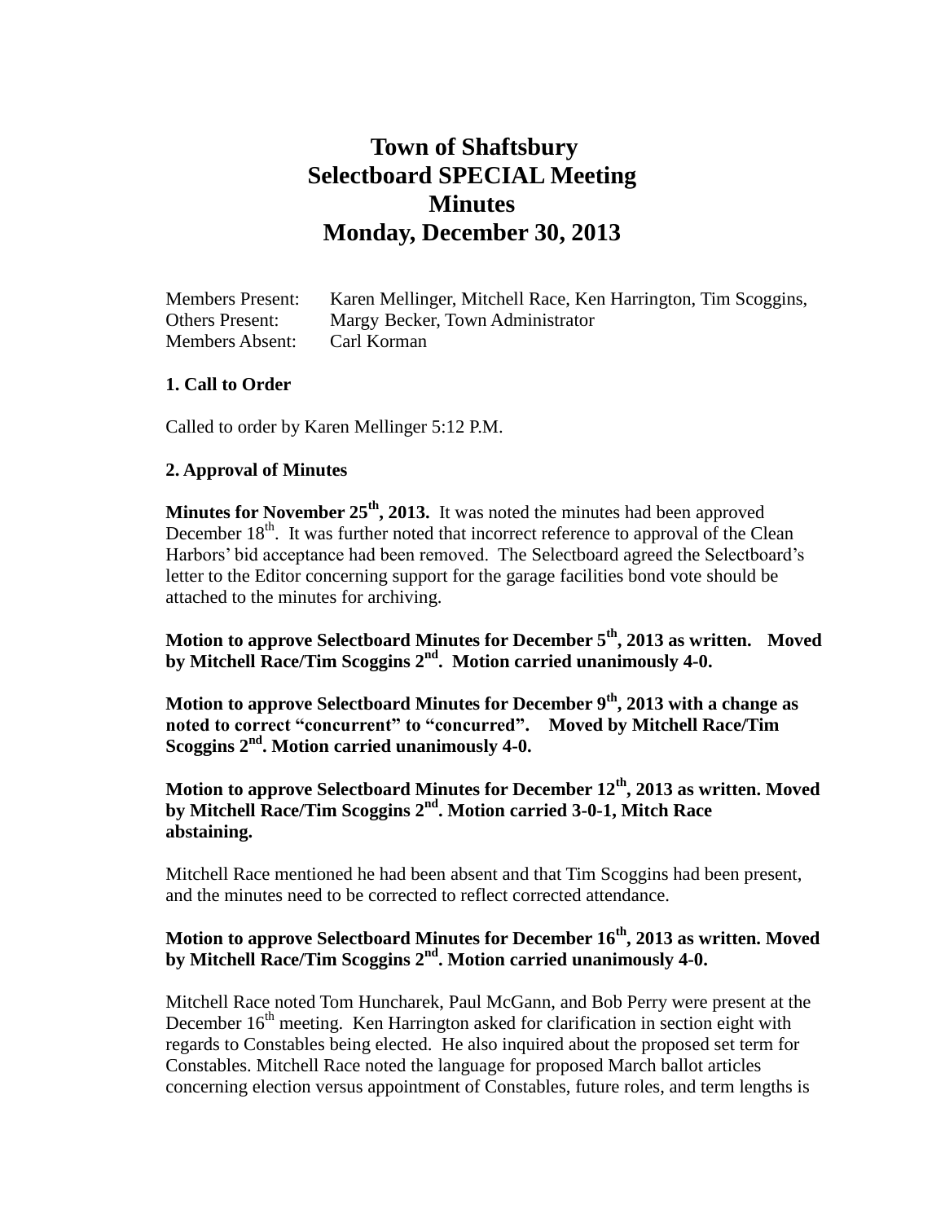# Town of Shaftsbury
# Selectboard SPECIAL Meeting
# Minutes
# Monday, December 30, 2013

Members Present: Karen Mellinger, Mitchell Race, Ken Harrington, Tim Scoggins,
Others Present: Margy Becker, Town Administrator
Members Absent: Carl Korman

### 1. Call to Order

Called to order by Karen Mellinger 5:12 P.M.

### 2. Approval of Minutes

**Minutes for November 25th, 2013.** It was noted the minutes had been approved December 18th. It was further noted that incorrect reference to approval of the Clean Harbors' bid acceptance had been removed. The Selectboard agreed the Selectboard's letter to the Editor concerning support for the garage facilities bond vote should be attached to the minutes for archiving.

**Motion to approve Selectboard Minutes for December 5th, 2013 as written. Moved by Mitchell Race/Tim Scoggins 2nd. Motion carried unanimously 4-0.**

**Motion to approve Selectboard Minutes for December 9th, 2013 with a change as noted to correct "concurrent" to "concurred". Moved by Mitchell Race/Tim Scoggins 2nd. Motion carried unanimously 4-0.**

**Motion to approve Selectboard Minutes for December 12th, 2013 as written. Moved by Mitchell Race/Tim Scoggins 2nd. Motion carried 3-0-1, Mitch Race abstaining.**

Mitchell Race mentioned he had been absent and that Tim Scoggins had been present, and the minutes need to be corrected to reflect corrected attendance.

**Motion to approve Selectboard Minutes for December 16th, 2013 as written. Moved by Mitchell Race/Tim Scoggins 2nd. Motion carried unanimously 4-0.**

Mitchell Race noted Tom Huncharek, Paul McGann, and Bob Perry were present at the December 16th meeting. Ken Harrington asked for clarification in section eight with regards to Constables being elected. He also inquired about the proposed set term for Constables. Mitchell Race noted the language for proposed March ballot articles concerning election versus appointment of Constables, future roles, and term lengths is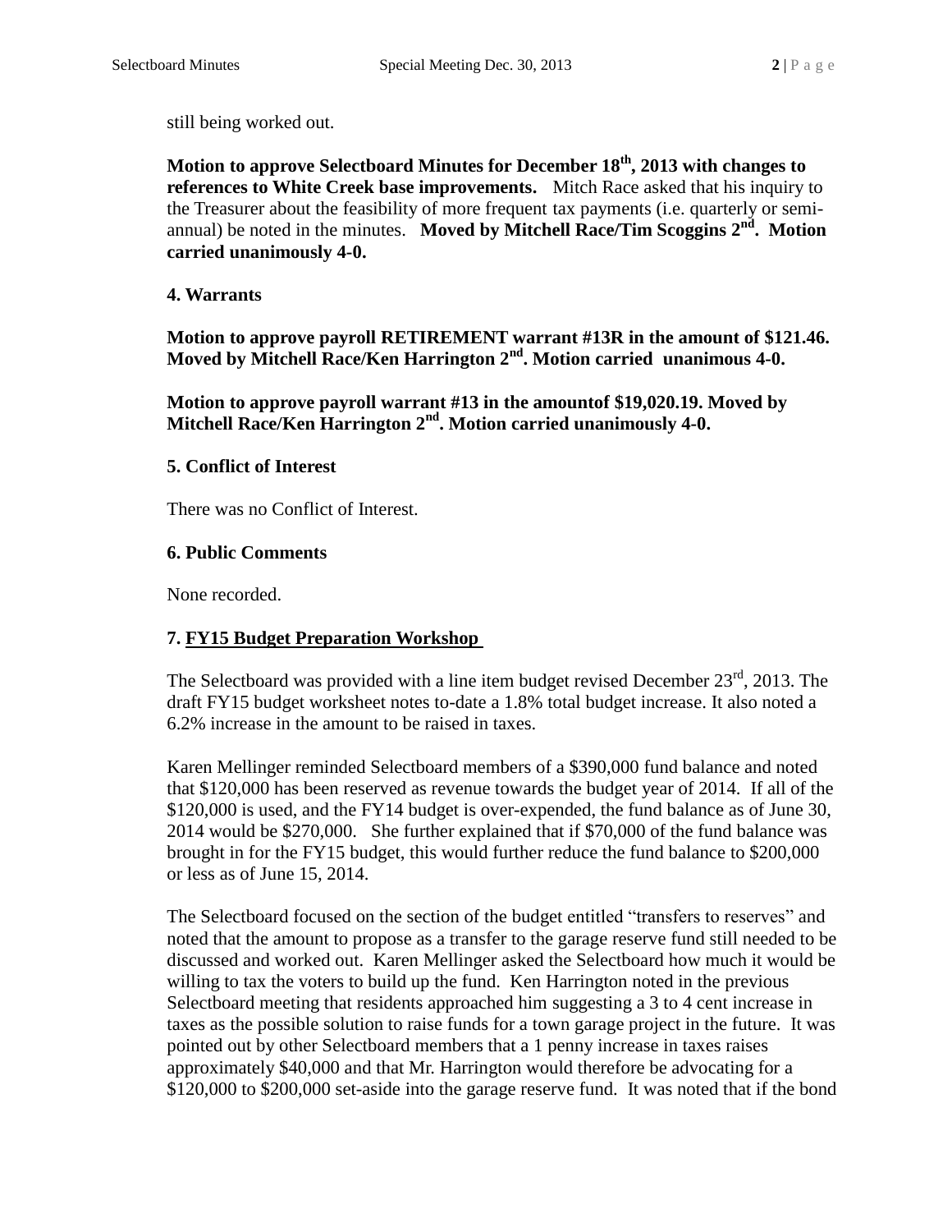still being worked out.

**Motion to approve Selectboard Minutes for December 18th, 2013 with changes to references to White Creek base improvements.** Mitch Race asked that his inquiry to the Treasurer about the feasibility of more frequent tax payments (i.e. quarterly or semi-annual) be noted in the minutes. **Moved by Mitchell Race/Tim Scoggins 2nd. Motion carried unanimously 4-0.**

**4. Warrants**

**Motion to approve payroll RETIREMENT warrant #13R in the amount of $121.46. Moved by Mitchell Race/Ken Harrington 2nd. Motion carried unanimous 4-0.**

**Motion to approve payroll warrant #13 in the amountof $19,020.19. Moved by Mitchell Race/Ken Harrington 2nd. Motion carried unanimously 4-0.**

**5. Conflict of Interest**

There was no Conflict of Interest.

**6. Public Comments**

None recorded.

**7. FY15 Budget Preparation Workshop**

The Selectboard was provided with a line item budget revised December 23rd, 2013. The draft FY15 budget worksheet notes to-date a 1.8% total budget increase. It also noted a 6.2% increase in the amount to be raised in taxes.

Karen Mellinger reminded Selectboard members of a $390,000 fund balance and noted that $120,000 has been reserved as revenue towards the budget year of 2014. If all of the $120,000 is used, and the FY14 budget is over-expended, the fund balance as of June 30, 2014 would be $270,000. She further explained that if $70,000 of the fund balance was brought in for the FY15 budget, this would further reduce the fund balance to $200,000 or less as of June 15, 2014.

The Selectboard focused on the section of the budget entitled "transfers to reserves" and noted that the amount to propose as a transfer to the garage reserve fund still needed to be discussed and worked out. Karen Mellinger asked the Selectboard how much it would be willing to tax the voters to build up the fund. Ken Harrington noted in the previous Selectboard meeting that residents approached him suggesting a 3 to 4 cent increase in taxes as the possible solution to raise funds for a town garage project in the future. It was pointed out by other Selectboard members that a 1 penny increase in taxes raises approximately $40,000 and that Mr. Harrington would therefore be advocating for a $120,000 to $200,000 set-aside into the garage reserve fund. It was noted that if the bond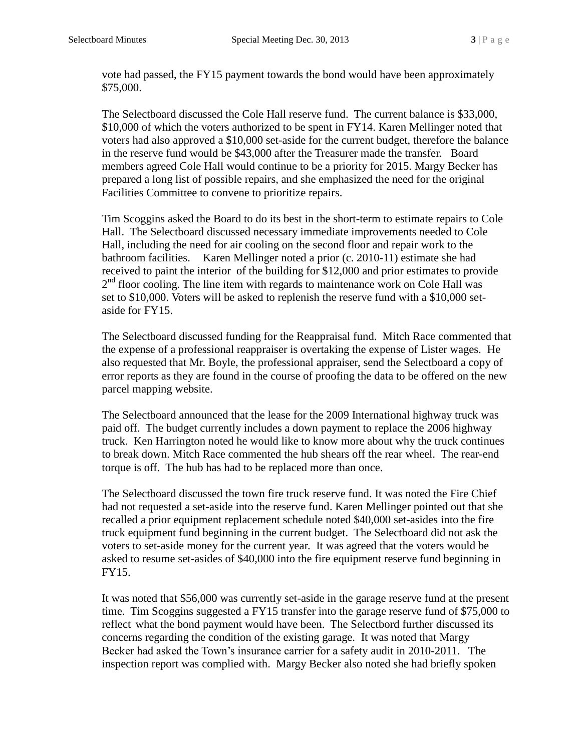vote had passed, the FY15 payment towards the bond would have been approximately $75,000.

The Selectboard discussed the Cole Hall reserve fund. The current balance is $33,000, $10,000 of which the voters authorized to be spent in FY14. Karen Mellinger noted that voters had also approved a $10,000 set-aside for the current budget, therefore the balance in the reserve fund would be $43,000 after the Treasurer made the transfer. Board members agreed Cole Hall would continue to be a priority for 2015. Margy Becker has prepared a long list of possible repairs, and she emphasized the need for the original Facilities Committee to convene to prioritize repairs.

Tim Scoggins asked the Board to do its best in the short-term to estimate repairs to Cole Hall. The Selectboard discussed necessary immediate improvements needed to Cole Hall, including the need for air cooling on the second floor and repair work to the bathroom facilities. Karen Mellinger noted a prior (c. 2010-11) estimate she had received to paint the interior of the building for $12,000 and prior estimates to provide 2nd floor cooling. The line item with regards to maintenance work on Cole Hall was set to $10,000. Voters will be asked to replenish the reserve fund with a $10,000 set-aside for FY15.

The Selectboard discussed funding for the Reappraisal fund. Mitch Race commented that the expense of a professional reappraiser is overtaking the expense of Lister wages. He also requested that Mr. Boyle, the professional appraiser, send the Selectboard a copy of error reports as they are found in the course of proofing the data to be offered on the new parcel mapping website.

The Selectboard announced that the lease for the 2009 International highway truck was paid off. The budget currently includes a down payment to replace the 2006 highway truck. Ken Harrington noted he would like to know more about why the truck continues to break down. Mitch Race commented the hub shears off the rear wheel. The rear-end torque is off. The hub has had to be replaced more than once.

The Selectboard discussed the town fire truck reserve fund. It was noted the Fire Chief had not requested a set-aside into the reserve fund. Karen Mellinger pointed out that she recalled a prior equipment replacement schedule noted $40,000 set-asides into the fire truck equipment fund beginning in the current budget. The Selectboard did not ask the voters to set-aside money for the current year. It was agreed that the voters would be asked to resume set-asides of $40,000 into the fire equipment reserve fund beginning in FY15.

It was noted that $56,000 was currently set-aside in the garage reserve fund at the present time. Tim Scoggins suggested a FY15 transfer into the garage reserve fund of $75,000 to reflect what the bond payment would have been. The Selectbord further discussed its concerns regarding the condition of the existing garage. It was noted that Margy Becker had asked the Town's insurance carrier for a safety audit in 2010-2011. The inspection report was complied with. Margy Becker also noted she had briefly spoken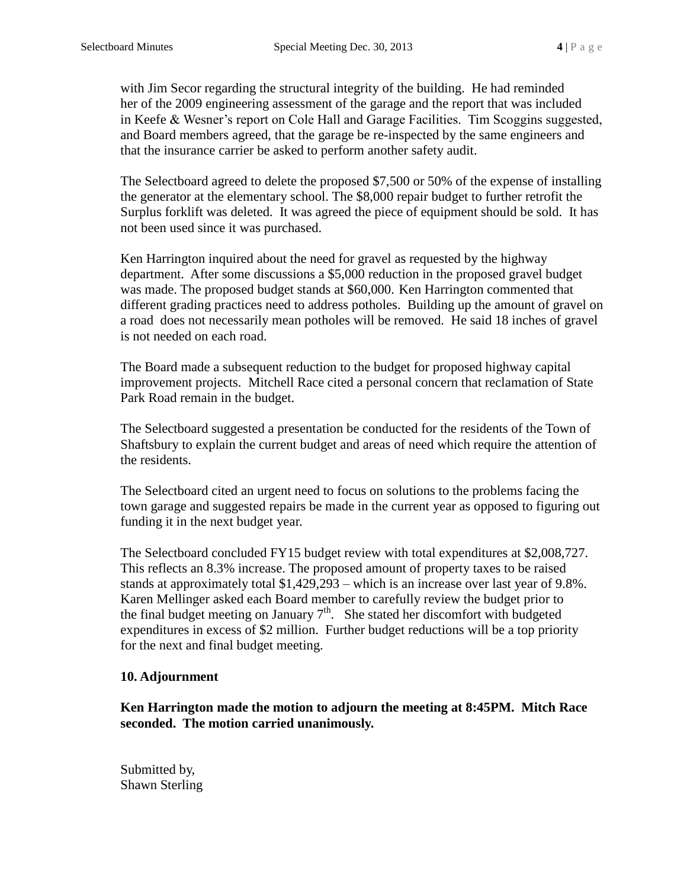with Jim Secor regarding the structural integrity of the building. He had reminded her of the 2009 engineering assessment of the garage and the report that was included in Keefe & Wesner's report on Cole Hall and Garage Facilities. Tim Scoggins suggested, and Board members agreed, that the garage be re-inspected by the same engineers and that the insurance carrier be asked to perform another safety audit.

The Selectboard agreed to delete the proposed $7,500 or 50% of the expense of installing the generator at the elementary school. The $8,000 repair budget to further retrofit the Surplus forklift was deleted. It was agreed the piece of equipment should be sold. It has not been used since it was purchased.

Ken Harrington inquired about the need for gravel as requested by the highway department. After some discussions a $5,000 reduction in the proposed gravel budget was made. The proposed budget stands at $60,000. Ken Harrington commented that different grading practices need to address potholes. Building up the amount of gravel on a road does not necessarily mean potholes will be removed. He said 18 inches of gravel is not needed on each road.

The Board made a subsequent reduction to the budget for proposed highway capital improvement projects. Mitchell Race cited a personal concern that reclamation of State Park Road remain in the budget.

The Selectboard suggested a presentation be conducted for the residents of the Town of Shaftsbury to explain the current budget and areas of need which require the attention of the residents.

The Selectboard cited an urgent need to focus on solutions to the problems facing the town garage and suggested repairs be made in the current year as opposed to figuring out funding it in the next budget year.

The Selectboard concluded FY15 budget review with total expenditures at $2,008,727. This reflects an 8.3% increase. The proposed amount of property taxes to be raised stands at approximately total $1,429,293 – which is an increase over last year of 9.8%. Karen Mellinger asked each Board member to carefully review the budget prior to the final budget meeting on January 7th. She stated her discomfort with budgeted expenditures in excess of $2 million. Further budget reductions will be a top priority for the next and final budget meeting.

**10. Adjournment**

**Ken Harrington made the motion to adjourn the meeting at 8:45PM. Mitch Race seconded. The motion carried unanimously.**

Submitted by,
Shawn Sterling